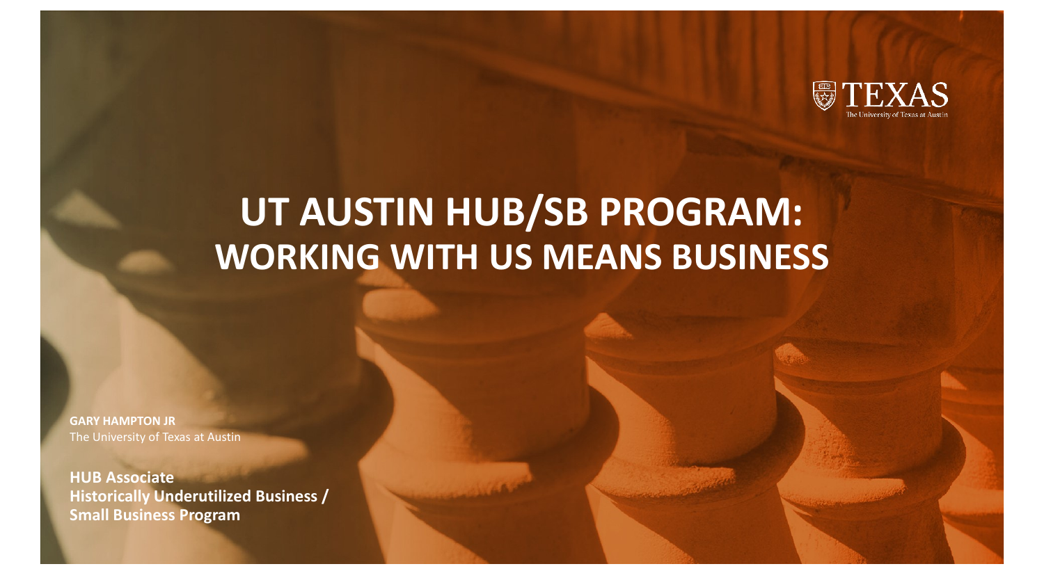TEXAS
The University of Texas at Austin

# UT AUSTIN HUB/SB PROGRAM: WORKING WITH US MEANS BUSINESS

**GARY HAMPTON JR**
The University of Texas at Austin

**HUB Associate**
**Historically Underutilized Business / Small Business Program**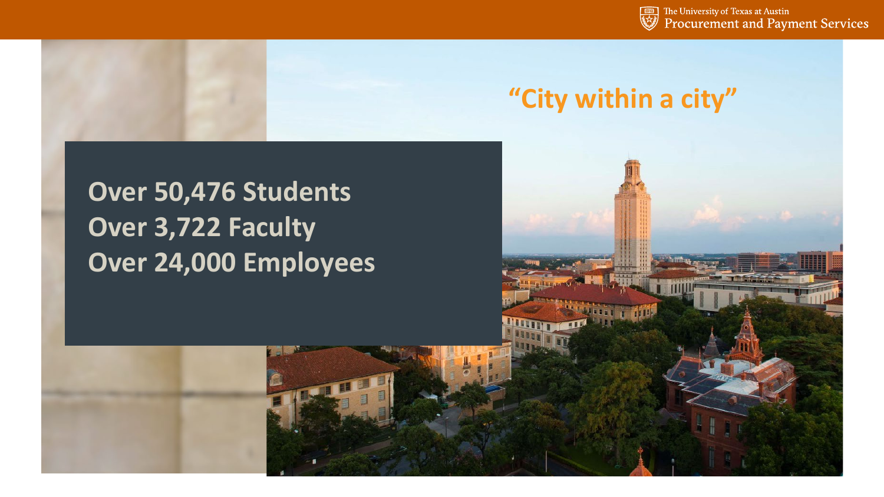## "City within a city"

**Over 50,476 Students**
**Over 3,722 Faculty**
**Over 24,000 Employees**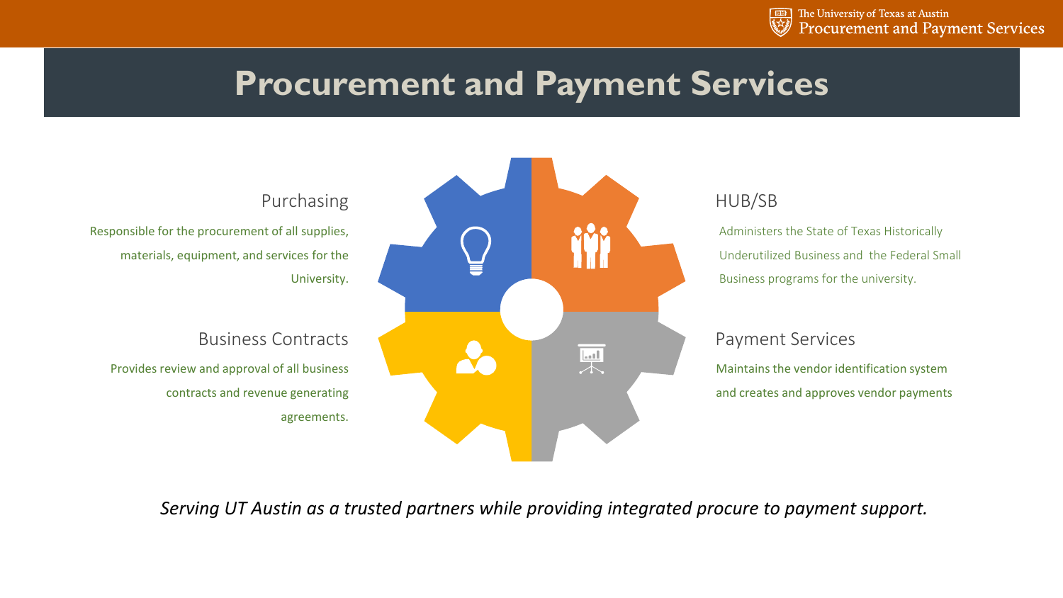# Procurement and Payment Services

## Purchasing

Responsible for the procurement of all supplies, materials, equipment, and services for the University.

## Business Contracts

Provides review and approval of all business contracts and revenue generating agreements.

## HUB/SB

Administers the State of Texas Historically Underutilized Business and the Federal Small Business programs for the university.

## Payment Services

Maintains the vendor identification system and creates and approves vendor payments

*Serving UT Austin as a trusted partners while providing integrated procure to payment support.*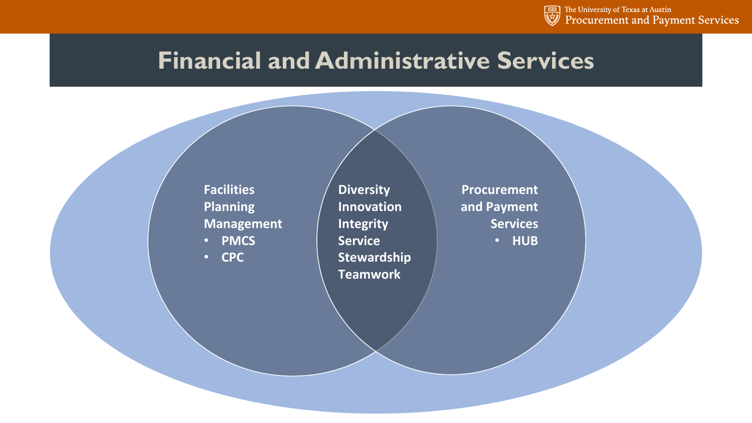# Financial and Administrative Services

**Facilities Planning Management**

- **PMCS**
- **CPC**

**Diversity**
**Innovation**
**Integrity**
**Service**
**Stewardship**
**Teamwork**

**Procurement and Payment Services**

- **HUB**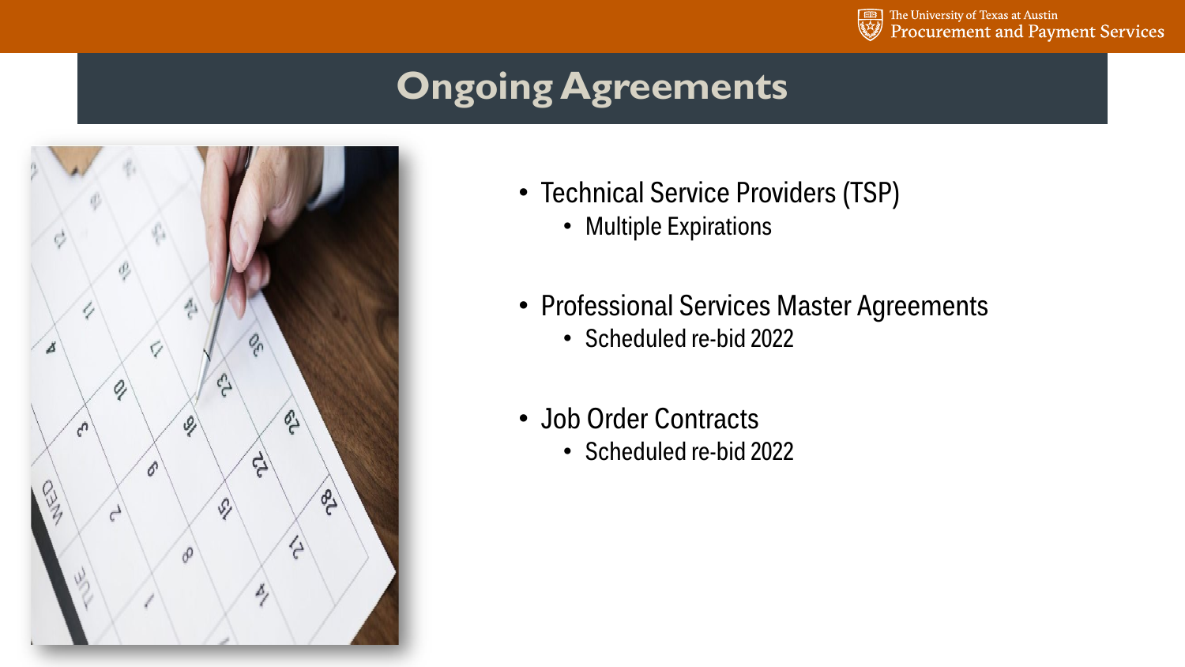# Ongoing Agreements

- Technical Service Providers (TSP)
  - Multiple Expirations
- Professional Services Master Agreements
  - Scheduled re-bid 2022
- Job Order Contracts
  - Scheduled re-bid 2022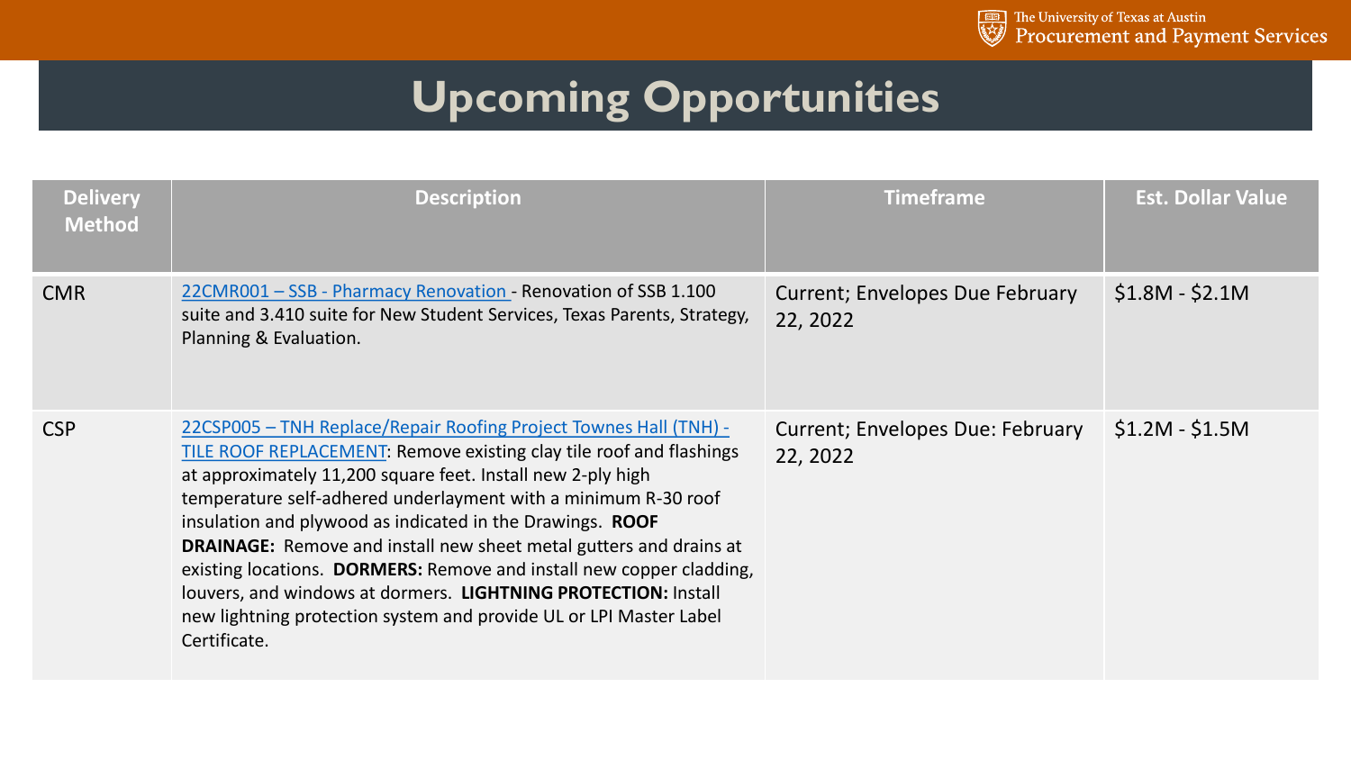# Upcoming Opportunities

| Delivery Method | Description | Timeframe | Est. Dollar Value |
| --- | --- | --- | --- |
| CMR | 22CMR001 – SSB - Pharmacy Renovation - Renovation of SSB 1.100 suite and 3.410 suite for New Student Services, Texas Parents, Strategy, Planning & Evaluation. | Current; Envelopes Due February 22, 2022 | $1.8M - $2.1M |
| CSP | 22CSP005 – TNH Replace/Repair Roofing Project Townes Hall (TNH) - TILE ROOF REPLACEMENT: Remove existing clay tile roof and flashings at approximately 11,200 square feet. Install new 2-ply high temperature self-adhered underlayment with a minimum R-30 roof insulation and plywood as indicated in the Drawings. **ROOF DRAINAGE:** Remove and install new sheet metal gutters and drains at existing locations. **DORMERS:** Remove and install new copper cladding, louvers, and windows at dormers. **LIGHTNING PROTECTION:** Install new lightning protection system and provide UL or LPI Master Label Certificate. | Current; Envelopes Due: February 22, 2022 | $1.2M - $1.5M |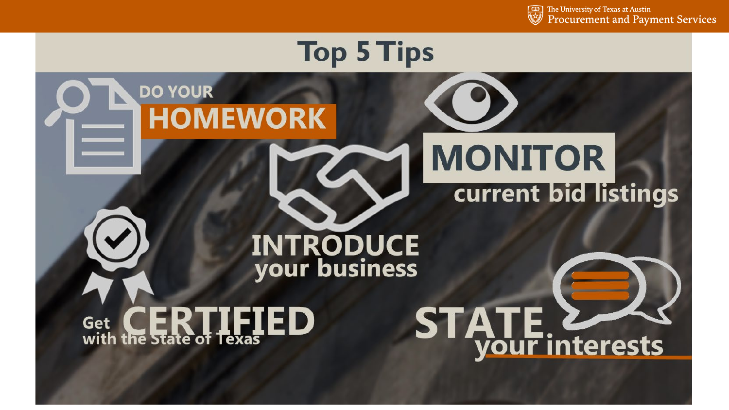# Top 5 Tips

- DO YOUR **HOMEWORK**
- **MONITOR** current bid listings
- **INTRODUCE** your business
- Get **CERTIFIED** with the State of Texas
- **STATE** your interests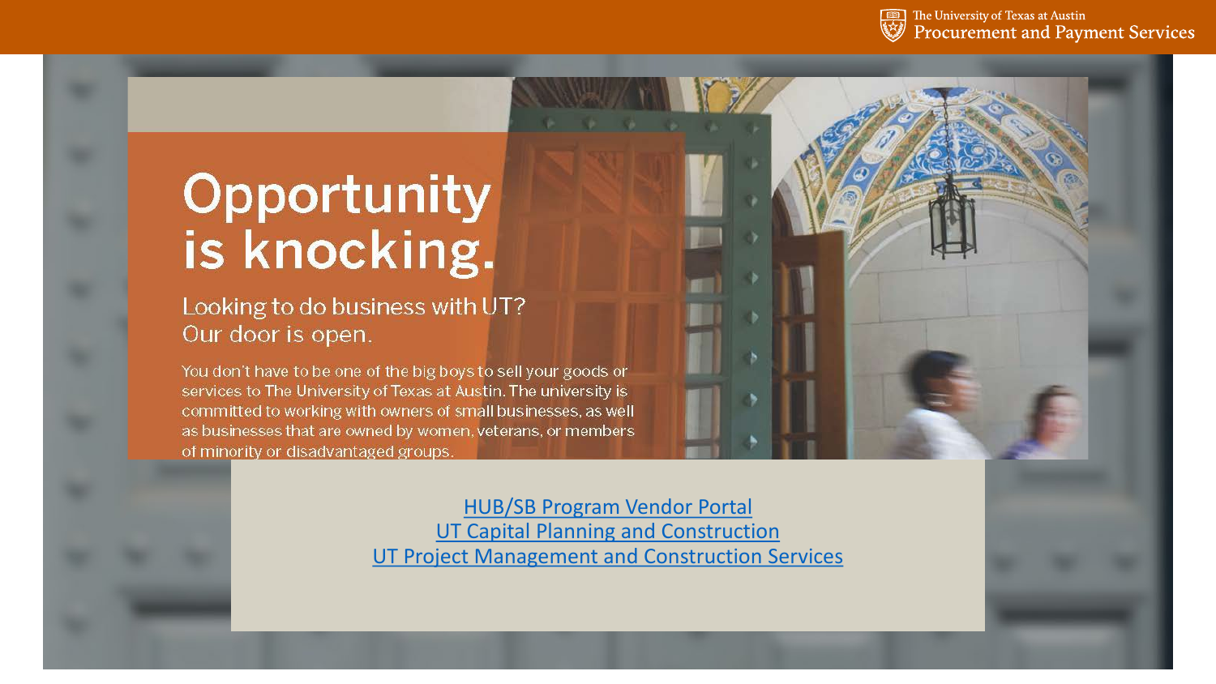# Opportunity is knocking.

## Looking to do business with UT? Our door is open.

You don't have to be one of the big boys to sell your goods or services to The University of Texas at Austin. The university is committed to working with owners of small businesses, as well as businesses that are owned by women, veterans, or members of minority or disadvantaged groups.

HUB/SB Program Vendor Portal

UT Capital Planning and Construction

UT Project Management and Construction Services